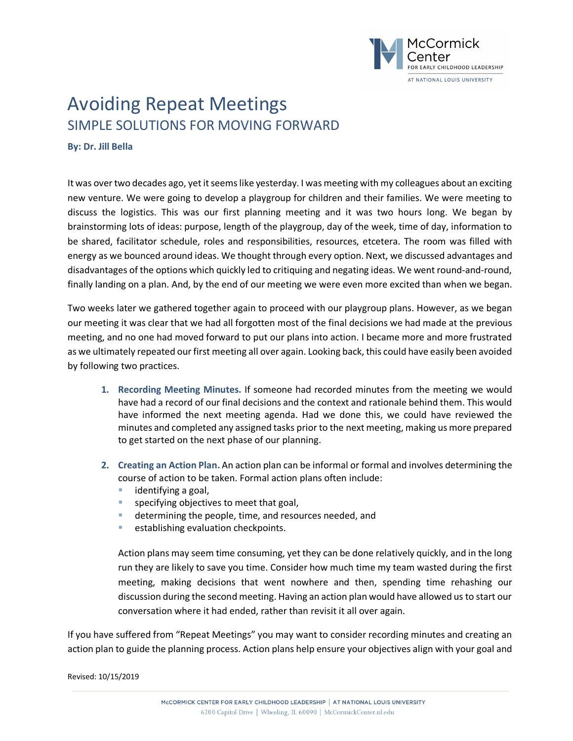# Avoiding Repeat Meetings

## SIMPLE SOLUTIONS FOR MOVING FORWARD

**By: Dr. Jill Bella**

It was over two decades ago, yet it seems like yesterday. I was meeting with my colleagues about an exciting new venture. We were going to develop a playgroup for children and their families. We were meeting to discuss the logistics. This was our first planning meeting and it was two hours long. We began by brainstorming lots of ideas: purpose, length of the playgroup, day of the week, time of day, information to be shared, facilitator schedule, roles and responsibilities, resources, etcetera. The room was filled with energy as we bounced around ideas. We thought through every option. Next, we discussed advantages and disadvantages of the options which quickly led to critiquing and negating ideas. We went round-and-round, finally landing on a plan. And, by the end of our meeting we were even more excited than when we began.

Two weeks later we gathered together again to proceed with our playgroup plans. However, as we began our meeting it was clear that we had all forgotten most of the final decisions we had made at the previous meeting, and no one had moved forward to put our plans into action. I became more and more frustrated as we ultimately repeated our first meeting all over again. Looking back, this could have easily been avoided by following two practices.

1. **Recording Meeting Minutes.** If someone had recorded minutes from the meeting we would have had a record of our final decisions and the context and rationale behind them. This would have informed the next meeting agenda. Had we done this, we could have reviewed the minutes and completed any assigned tasks prior to the next meeting, making us more prepared to get started on the next phase of our planning.

2. **Creating an Action Plan.** An action plan can be informal or formal and involves determining the course of action to be taken. Formal action plans often include:
   - identifying a goal,
   - specifying objectives to meet that goal,
   - determining the people, time, and resources needed, and
   - establishing evaluation checkpoints.

   Action plans may seem time consuming, yet they can be done relatively quickly, and in the long run they are likely to save you time. Consider how much time my team wasted during the first meeting, making decisions that went nowhere and then, spending time rehashing our discussion during the second meeting. Having an action plan would have allowed us to start our conversation where it had ended, rather than revisit it all over again.

If you have suffered from "Repeat Meetings" you may want to consider recording minutes and creating an action plan to guide the planning process. Action plans help ensure your objectives align with your goal and

Revised: 10/15/2019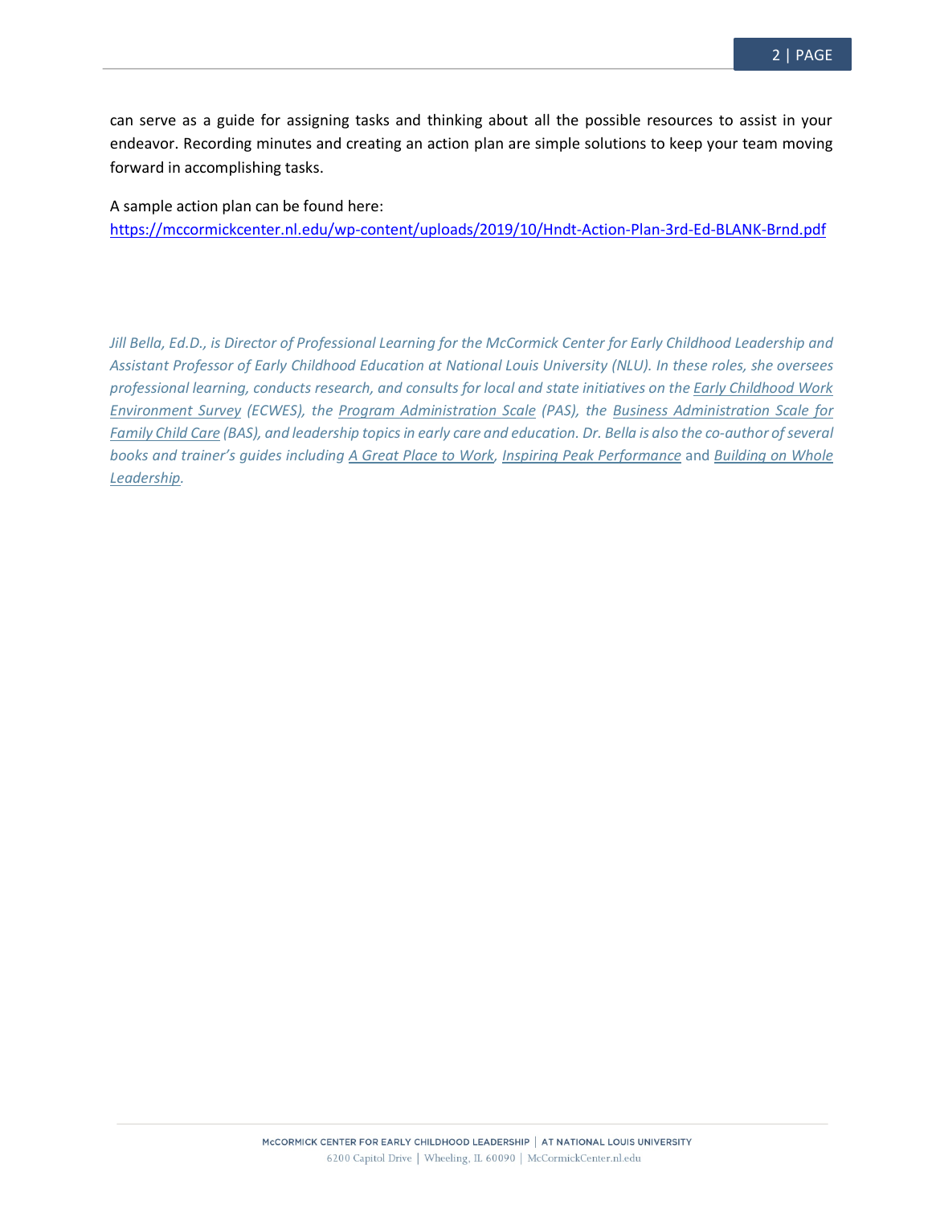can serve as a guide for assigning tasks and thinking about all the possible resources to assist in your endeavor. Recording minutes and creating an action plan are simple solutions to keep your team moving forward in accomplishing tasks.

A sample action plan can be found here:
https://mccormickcenter.nl.edu/wp-content/uploads/2019/10/Hndt-Action-Plan-3rd-Ed-BLANK-Brnd.pdf

*Jill Bella, Ed.D., is Director of Professional Learning for the McCormick Center for Early Childhood Leadership and Assistant Professor of Early Childhood Education at National Louis University (NLU). In these roles, she oversees professional learning, conducts research, and consults for local and state initiatives on the Early Childhood Work Environment Survey (ECWES), the Program Administration Scale (PAS), the Business Administration Scale for Family Child Care (BAS), and leadership topics in early care and education. Dr. Bella is also the co-author of several books and trainer's guides including A Great Place to Work, Inspiring Peak Performance* and *Building on Whole Leadership.*